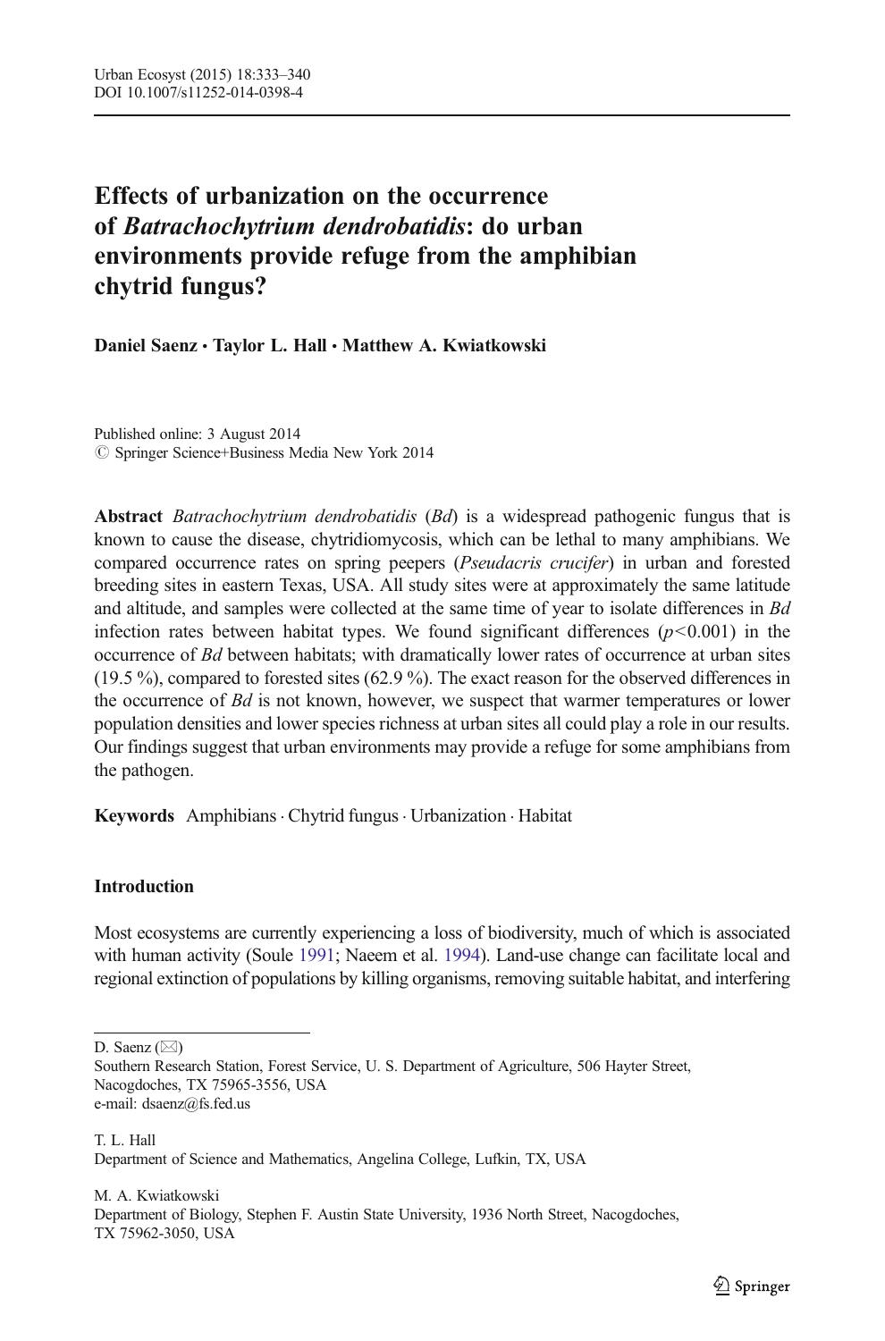# Effects of urbanization on the occurrence of *Batrachochytrium dendrobatidis*: do urban environments provide refuge from the amphibian chytrid fungus?

**Daniel Saenz · Taylor L. Hall · Matthew A. Kwiatkowski**

Published online: 3 August 2014
© Springer Science+Business Media New York 2014

**Abstract** *Batrachochytrium dendrobatidis* (*Bd*) is a widespread pathogenic fungus that is known to cause the disease, chytridiomycosis, which can be lethal to many amphibians. We compared occurrence rates on spring peepers (*Pseudacris crucifer*) in urban and forested breeding sites in eastern Texas, USA. All study sites were at approximately the same latitude and altitude, and samples were collected at the same time of year to isolate differences in *Bd* infection rates between habitat types. We found significant differences ($p<0.001$) in the occurrence of *Bd* between habitats; with dramatically lower rates of occurrence at urban sites (19.5 %), compared to forested sites (62.9 %). The exact reason for the observed differences in the occurrence of *Bd* is not known, however, we suspect that warmer temperatures or lower population densities and lower species richness at urban sites all could play a role in our results. Our findings suggest that urban environments may provide a refuge for some amphibians from the pathogen.

**Keywords** Amphibians · Chytrid fungus · Urbanization · Habitat

## Introduction

Most ecosystems are currently experiencing a loss of biodiversity, much of which is associated with human activity (Soule 1991; Naeem et al. 1994). Land-use change can facilitate local and regional extinction of populations by killing organisms, removing suitable habitat, and interfering

---

D. Saenz (✉)
Southern Research Station, Forest Service, U. S. Department of Agriculture, 506 Hayter Street, Nacogdoches, TX 75965-3556, USA
e-mail: dsaenz@fs.fed.us

T. L. Hall
Department of Science and Mathematics, Angelina College, Lufkin, TX, USA

M. A. Kwiatkowski
Department of Biology, Stephen F. Austin State University, 1936 North Street, Nacogdoches, TX 75962-3050, USA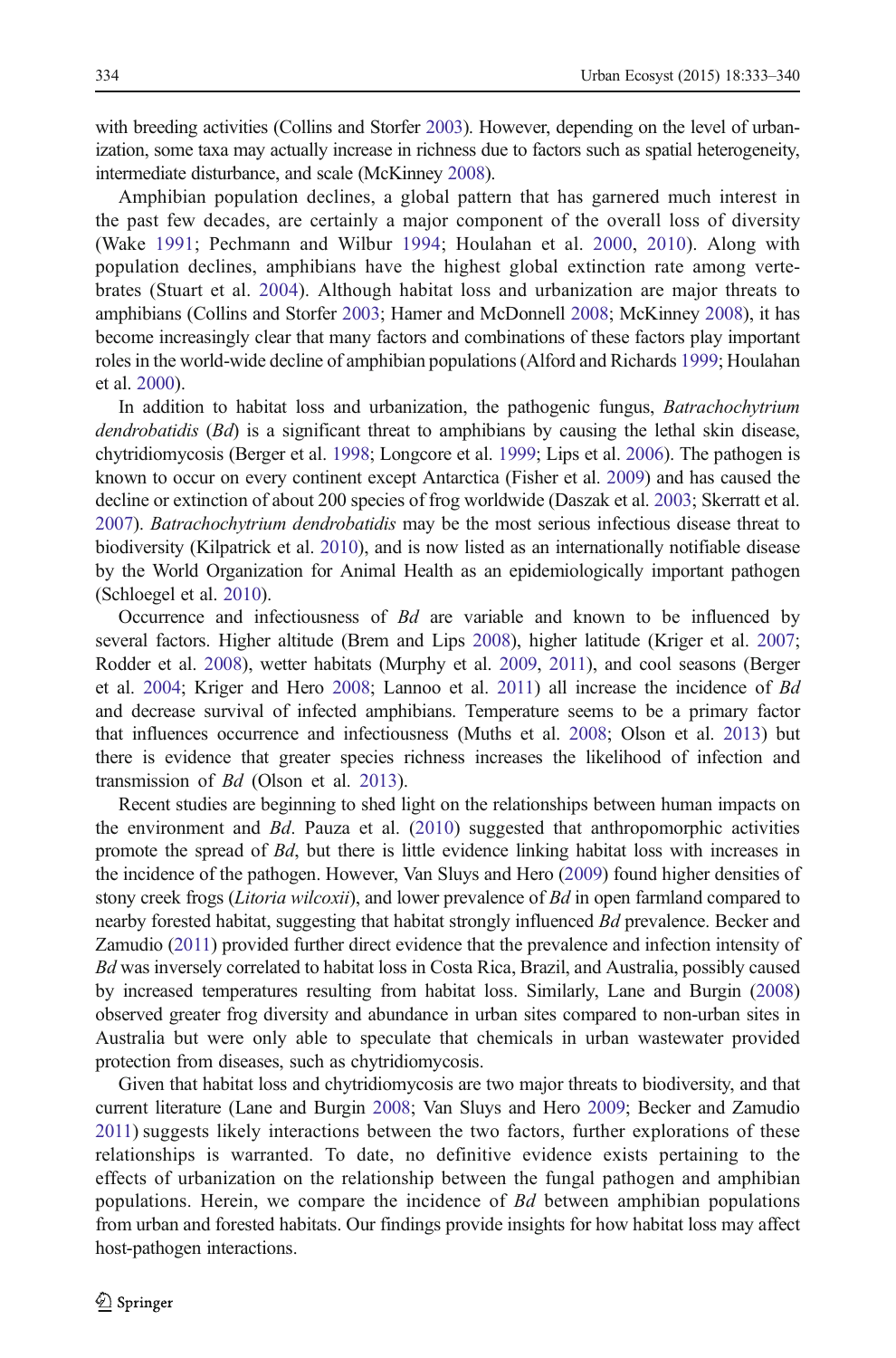with breeding activities (Collins and Storfer 2003). However, depending on the level of urbanization, some taxa may actually increase in richness due to factors such as spatial heterogeneity, intermediate disturbance, and scale (McKinney 2008).

Amphibian population declines, a global pattern that has garnered much interest in the past few decades, are certainly a major component of the overall loss of diversity (Wake 1991; Pechmann and Wilbur 1994; Houlahan et al. 2000, 2010). Along with population declines, amphibians have the highest global extinction rate among vertebrates (Stuart et al. 2004). Although habitat loss and urbanization are major threats to amphibians (Collins and Storfer 2003; Hamer and McDonnell 2008; McKinney 2008), it has become increasingly clear that many factors and combinations of these factors play important roles in the world-wide decline of amphibian populations (Alford and Richards 1999; Houlahan et al. 2000).

In addition to habitat loss and urbanization, the pathogenic fungus, *Batrachochytrium dendrobatidis* (*Bd*) is a significant threat to amphibians by causing the lethal skin disease, chytridiomycosis (Berger et al. 1998; Longcore et al. 1999; Lips et al. 2006). The pathogen is known to occur on every continent except Antarctica (Fisher et al. 2009) and has caused the decline or extinction of about 200 species of frog worldwide (Daszak et al. 2003; Skerratt et al. 2007). *Batrachochytrium dendrobatidis* may be the most serious infectious disease threat to biodiversity (Kilpatrick et al. 2010), and is now listed as an internationally notifiable disease by the World Organization for Animal Health as an epidemiologically important pathogen (Schloegel et al. 2010).

Occurrence and infectiousness of *Bd* are variable and known to be influenced by several factors. Higher altitude (Brem and Lips 2008), higher latitude (Kriger et al. 2007; Rodder et al. 2008), wetter habitats (Murphy et al. 2009, 2011), and cool seasons (Berger et al. 2004; Kriger and Hero 2008; Lannoo et al. 2011) all increase the incidence of *Bd* and decrease survival of infected amphibians. Temperature seems to be a primary factor that influences occurrence and infectiousness (Muths et al. 2008; Olson et al. 2013) but there is evidence that greater species richness increases the likelihood of infection and transmission of *Bd* (Olson et al. 2013).

Recent studies are beginning to shed light on the relationships between human impacts on the environment and *Bd*. Pauza et al. (2010) suggested that anthropomorphic activities promote the spread of *Bd*, but there is little evidence linking habitat loss with increases in the incidence of the pathogen. However, Van Sluys and Hero (2009) found higher densities of stony creek frogs (*Litoria wilcoxii*), and lower prevalence of *Bd* in open farmland compared to nearby forested habitat, suggesting that habitat strongly influenced *Bd* prevalence. Becker and Zamudio (2011) provided further direct evidence that the prevalence and infection intensity of *Bd* was inversely correlated to habitat loss in Costa Rica, Brazil, and Australia, possibly caused by increased temperatures resulting from habitat loss. Similarly, Lane and Burgin (2008) observed greater frog diversity and abundance in urban sites compared to non-urban sites in Australia but were only able to speculate that chemicals in urban wastewater provided protection from diseases, such as chytridiomycosis.

Given that habitat loss and chytridiomycosis are two major threats to biodiversity, and that current literature (Lane and Burgin 2008; Van Sluys and Hero 2009; Becker and Zamudio 2011) suggests likely interactions between the two factors, further explorations of these relationships is warranted. To date, no definitive evidence exists pertaining to the effects of urbanization on the relationship between the fungal pathogen and amphibian populations. Herein, we compare the incidence of *Bd* between amphibian populations from urban and forested habitats. Our findings provide insights for how habitat loss may affect host-pathogen interactions.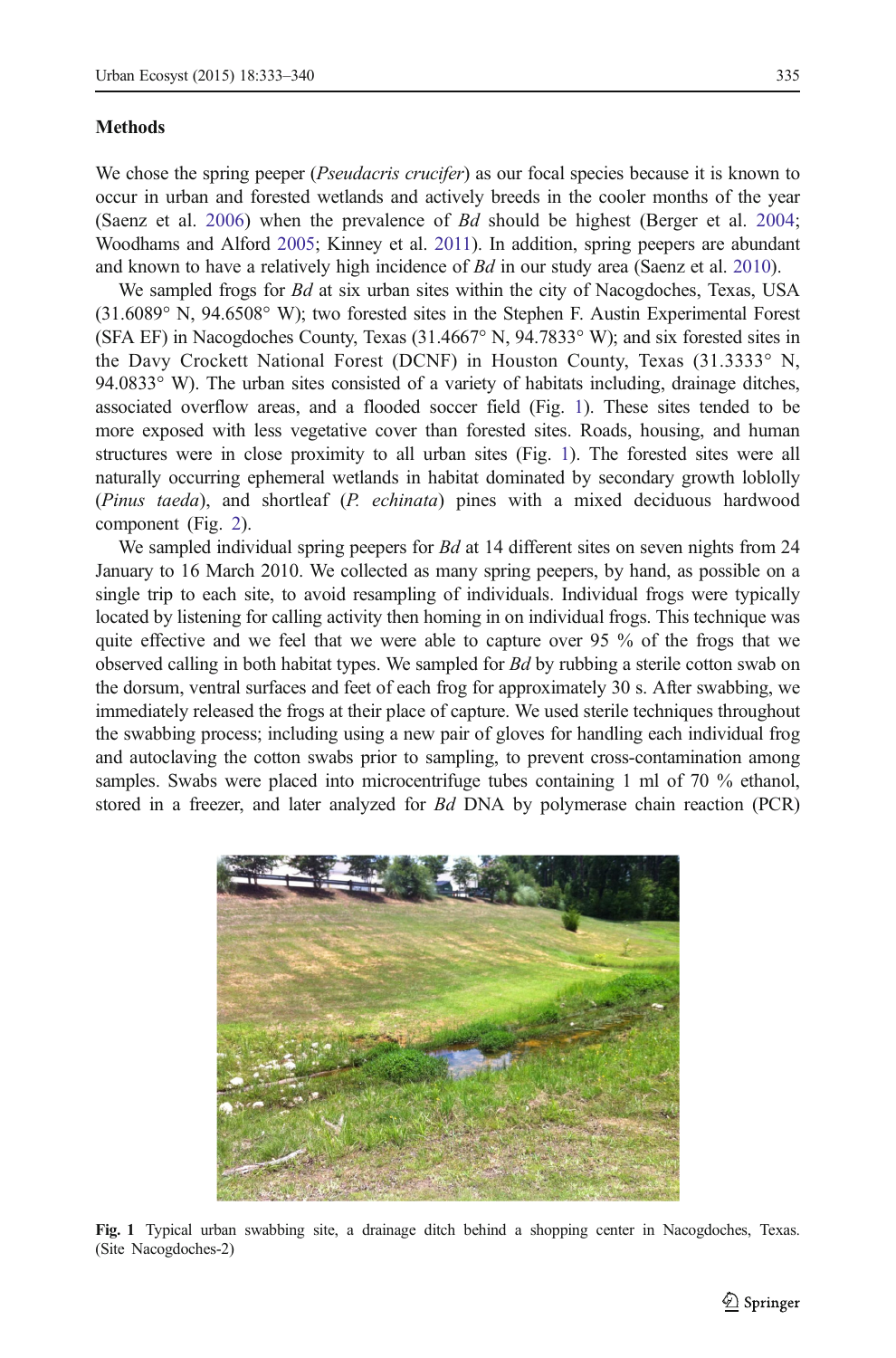## Methods

We chose the spring peeper (*Pseudacris crucifer*) as our focal species because it is known to occur in urban and forested wetlands and actively breeds in the cooler months of the year (Saenz et al. 2006) when the prevalence of *Bd* should be highest (Berger et al. 2004; Woodhams and Alford 2005; Kinney et al. 2011). In addition, spring peepers are abundant and known to have a relatively high incidence of *Bd* in our study area (Saenz et al. 2010).

We sampled frogs for *Bd* at six urban sites within the city of Nacogdoches, Texas, USA (31.6089° N, 94.6508° W); two forested sites in the Stephen F. Austin Experimental Forest (SFA EF) in Nacogdoches County, Texas (31.4667° N, 94.7833° W); and six forested sites in the Davy Crockett National Forest (DCNF) in Houston County, Texas (31.3333° N, 94.0833° W). The urban sites consisted of a variety of habitats including, drainage ditches, associated overflow areas, and a flooded soccer field (Fig. 1). These sites tended to be more exposed with less vegetative cover than forested sites. Roads, housing, and human structures were in close proximity to all urban sites (Fig. 1). The forested sites were all naturally occurring ephemeral wetlands in habitat dominated by secondary growth loblolly (*Pinus taeda*), and shortleaf (*P. echinata*) pines with a mixed deciduous hardwood component (Fig. 2).

We sampled individual spring peepers for *Bd* at 14 different sites on seven nights from 24 January to 16 March 2010. We collected as many spring peepers, by hand, as possible on a single trip to each site, to avoid resampling of individuals. Individual frogs were typically located by listening for calling activity then homing in on individual frogs. This technique was quite effective and we feel that we were able to capture over 95 % of the frogs that we observed calling in both habitat types. We sampled for *Bd* by rubbing a sterile cotton swab on the dorsum, ventral surfaces and feet of each frog for approximately 30 s. After swabbing, we immediately released the frogs at their place of capture. We used sterile techniques throughout the swabbing process; including using a new pair of gloves for handling each individual frog and autoclaving the cotton swabs prior to sampling, to prevent cross-contamination among samples. Swabs were placed into microcentrifuge tubes containing 1 ml of 70 % ethanol, stored in a freezer, and later analyzed for *Bd* DNA by polymerase chain reaction (PCR)

**Fig. 1** Typical urban swabbing site, a drainage ditch behind a shopping center in Nacogdoches, Texas. (Site Nacogdoches-2)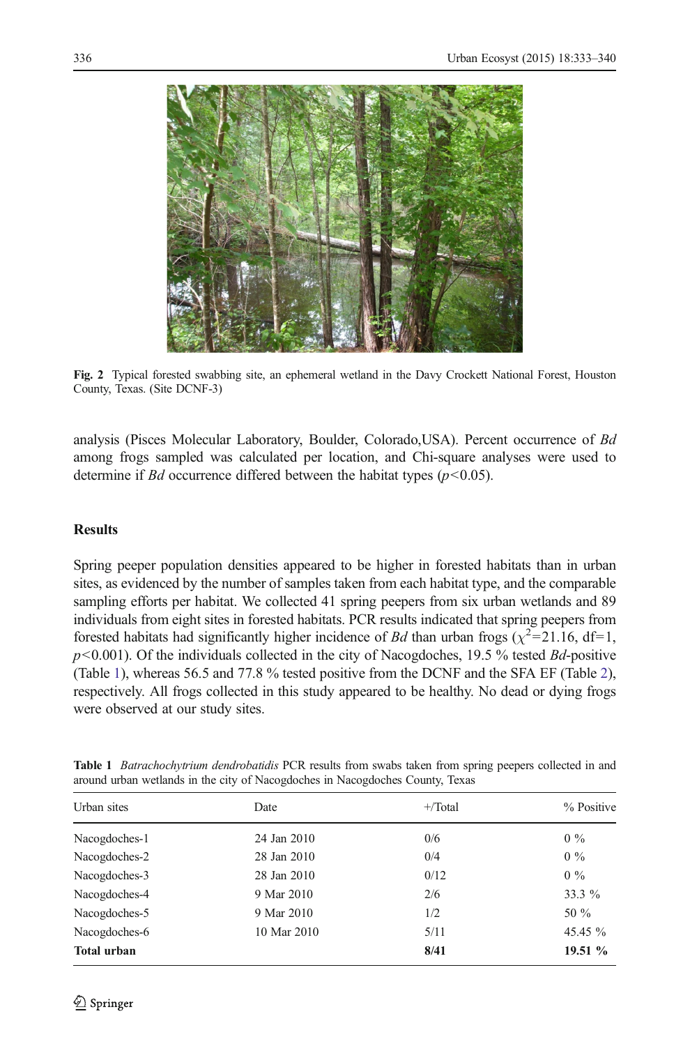Fig. 2 Typical forested swabbing site, an ephemeral wetland in the Davy Crockett National Forest, Houston County, Texas. (Site DCNF-3)

analysis (Pisces Molecular Laboratory, Boulder, Colorado,USA). Percent occurrence of *Bd* among frogs sampled was calculated per location, and Chi-square analyses were used to determine if *Bd* occurrence differed between the habitat types ($p<0.05$).

## Results

Spring peeper population densities appeared to be higher in forested habitats than in urban sites, as evidenced by the number of samples taken from each habitat type, and the comparable sampling efforts per habitat. We collected 41 spring peepers from six urban wetlands and 89 individuals from eight sites in forested habitats. PCR results indicated that spring peepers from forested habitats had significantly higher incidence of *Bd* than urban frogs ($\chi^2=21.16$, df=1, $p<0.001$). Of the individuals collected in the city of Nacogdoches, 19.5 % tested *Bd*-positive (Table 1), whereas 56.5 and 77.8 % tested positive from the DCNF and the SFA EF (Table 2), respectively. All frogs collected in this study appeared to be healthy. No dead or dying frogs were observed at our study sites.

Table 1 *Batrachochytrium dendrobatidis* PCR results from swabs taken from spring peepers collected in and around urban wetlands in the city of Nacogdoches in Nacogdoches County, Texas

| Urban sites | Date | +/Total | % Positive |
|---|---|---|---|
| Nacogdoches-1 | 24 Jan 2010 | 0/6 | 0 % |
| Nacogdoches-2 | 28 Jan 2010 | 0/4 | 0 % |
| Nacogdoches-3 | 28 Jan 2010 | 0/12 | 0 % |
| Nacogdoches-4 | 9 Mar 2010 | 2/6 | 33.3 % |
| Nacogdoches-5 | 9 Mar 2010 | 1/2 | 50 % |
| Nacogdoches-6 | 10 Mar 2010 | 5/11 | 45.45 % |
| **Total urban** | | **8/41** | **19.51 %** |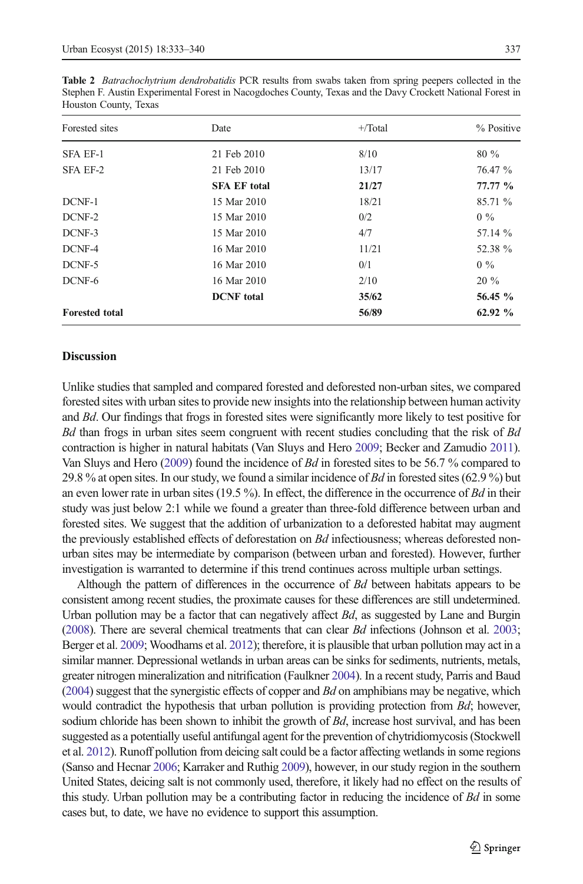**Table 2** *Batrachochytrium dendrobatidis* PCR results from swabs taken from spring peepers collected in the Stephen F. Austin Experimental Forest in Nacogdoches County, Texas and the Davy Crockett National Forest in Houston County, Texas

| Forested sites | Date | +/Total | % Positive |
|---|---|---|---|
| SFA EF-1 | 21 Feb 2010 | 8/10 | 80 % |
| SFA EF-2 | 21 Feb 2010 | 13/17 | 76.47 % |
| | **SFA EF total** | **21/27** | **77.77 %** |
| DCNF-1 | 15 Mar 2010 | 18/21 | 85.71 % |
| DCNF-2 | 15 Mar 2010 | 0/2 | 0 % |
| DCNF-3 | 15 Mar 2010 | 4/7 | 57.14 % |
| DCNF-4 | 16 Mar 2010 | 11/21 | 52.38 % |
| DCNF-5 | 16 Mar 2010 | 0/1 | 0 % |
| DCNF-6 | 16 Mar 2010 | 2/10 | 20 % |
| | **DCNF total** | **35/62** | **56.45 %** |
| **Forested total** | | **56/89** | **62.92 %** |

## Discussion

Unlike studies that sampled and compared forested and deforested non-urban sites, we compared forested sites with urban sites to provide new insights into the relationship between human activity and *Bd*. Our findings that frogs in forested sites were significantly more likely to test positive for *Bd* than frogs in urban sites seem congruent with recent studies concluding that the risk of *Bd* contraction is higher in natural habitats (Van Sluys and Hero 2009; Becker and Zamudio 2011). Van Sluys and Hero (2009) found the incidence of *Bd* in forested sites to be 56.7 % compared to 29.8 % at open sites. In our study, we found a similar incidence of *Bd* in forested sites (62.9 %) but an even lower rate in urban sites (19.5 %). In effect, the difference in the occurrence of *Bd* in their study was just below 2:1 while we found a greater than three-fold difference between urban and forested sites. We suggest that the addition of urbanization to a deforested habitat may augment the previously established effects of deforestation on *Bd* infectiousness; whereas deforested non-urban sites may be intermediate by comparison (between urban and forested). However, further investigation is warranted to determine if this trend continues across multiple urban settings.

Although the pattern of differences in the occurrence of *Bd* between habitats appears to be consistent among recent studies, the proximate causes for these differences are still undetermined. Urban pollution may be a factor that can negatively affect *Bd*, as suggested by Lane and Burgin (2008). There are several chemical treatments that can clear *Bd* infections (Johnson et al. 2003; Berger et al. 2009; Woodhams et al. 2012); therefore, it is plausible that urban pollution may act in a similar manner. Depressional wetlands in urban areas can be sinks for sediments, nutrients, metals, greater nitrogen mineralization and nitrification (Faulkner 2004). In a recent study, Parris and Baud (2004) suggest that the synergistic effects of copper and *Bd* on amphibians may be negative, which would contradict the hypothesis that urban pollution is providing protection from *Bd*; however, sodium chloride has been shown to inhibit the growth of *Bd*, increase host survival, and has been suggested as a potentially useful antifungal agent for the prevention of chytridiomycosis (Stockwell et al. 2012). Runoff pollution from deicing salt could be a factor affecting wetlands in some regions (Sanso and Hecnar 2006; Karraker and Ruthig 2009), however, in our study region in the southern United States, deicing salt is not commonly used, therefore, it likely had no effect on the results of this study. Urban pollution may be a contributing factor in reducing the incidence of *Bd* in some cases but, to date, we have no evidence to support this assumption.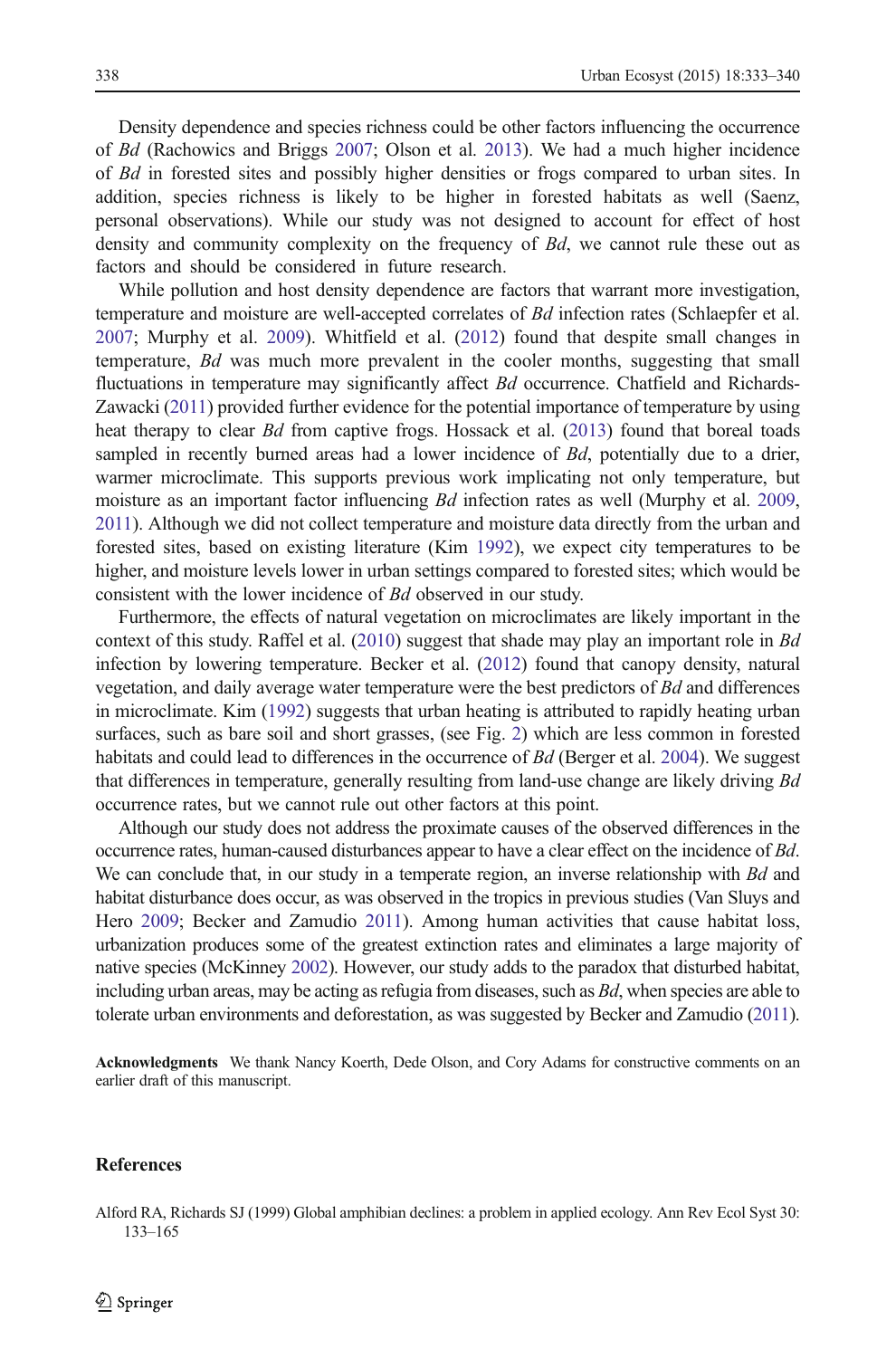Density dependence and species richness could be other factors influencing the occurrence of *Bd* (Rachowics and Briggs 2007; Olson et al. 2013). We had a much higher incidence of *Bd* in forested sites and possibly higher densities or frogs compared to urban sites. In addition, species richness is likely to be higher in forested habitats as well (Saenz, personal observations). While our study was not designed to account for effect of host density and community complexity on the frequency of *Bd*, we cannot rule these out as factors and should be considered in future research.

While pollution and host density dependence are factors that warrant more investigation, temperature and moisture are well-accepted correlates of *Bd* infection rates (Schlaepfer et al. 2007; Murphy et al. 2009). Whitfield et al. (2012) found that despite small changes in temperature, *Bd* was much more prevalent in the cooler months, suggesting that small fluctuations in temperature may significantly affect *Bd* occurrence. Chatfield and Richards-Zawacki (2011) provided further evidence for the potential importance of temperature by using heat therapy to clear *Bd* from captive frogs. Hossack et al. (2013) found that boreal toads sampled in recently burned areas had a lower incidence of *Bd*, potentially due to a drier, warmer microclimate. This supports previous work implicating not only temperature, but moisture as an important factor influencing *Bd* infection rates as well (Murphy et al. 2009, 2011). Although we did not collect temperature and moisture data directly from the urban and forested sites, based on existing literature (Kim 1992), we expect city temperatures to be higher, and moisture levels lower in urban settings compared to forested sites; which would be consistent with the lower incidence of *Bd* observed in our study.

Furthermore, the effects of natural vegetation on microclimates are likely important in the context of this study. Raffel et al. (2010) suggest that shade may play an important role in *Bd* infection by lowering temperature. Becker et al. (2012) found that canopy density, natural vegetation, and daily average water temperature were the best predictors of *Bd* and differences in microclimate. Kim (1992) suggests that urban heating is attributed to rapidly heating urban surfaces, such as bare soil and short grasses, (see Fig. 2) which are less common in forested habitats and could lead to differences in the occurrence of *Bd* (Berger et al. 2004). We suggest that differences in temperature, generally resulting from land-use change are likely driving *Bd* occurrence rates, but we cannot rule out other factors at this point.

Although our study does not address the proximate causes of the observed differences in the occurrence rates, human-caused disturbances appear to have a clear effect on the incidence of *Bd*. We can conclude that, in our study in a temperate region, an inverse relationship with *Bd* and habitat disturbance does occur, as was observed in the tropics in previous studies (Van Sluys and Hero 2009; Becker and Zamudio 2011). Among human activities that cause habitat loss, urbanization produces some of the greatest extinction rates and eliminates a large majority of native species (McKinney 2002). However, our study adds to the paradox that disturbed habitat, including urban areas, may be acting as refugia from diseases, such as *Bd*, when species are able to tolerate urban environments and deforestation, as was suggested by Becker and Zamudio (2011).

**Acknowledgments** We thank Nancy Koerth, Dede Olson, and Cory Adams for constructive comments on an earlier draft of this manuscript.

## References

Alford RA, Richards SJ (1999) Global amphibian declines: a problem in applied ecology. Ann Rev Ecol Syst 30: 133–165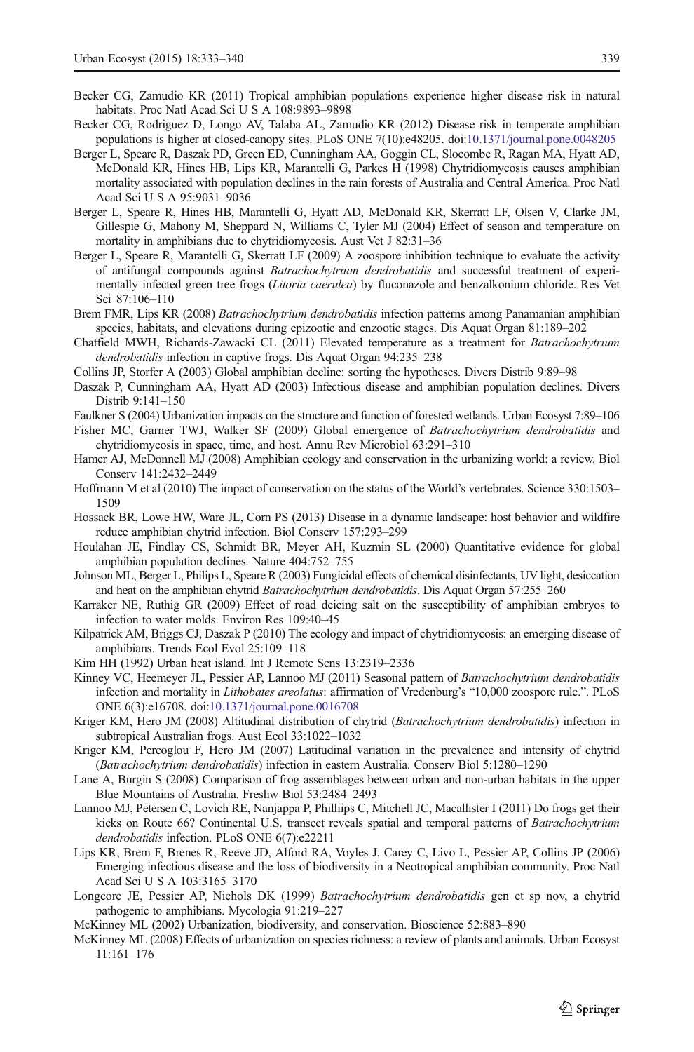Becker CG, Zamudio KR (2011) Tropical amphibian populations experience higher disease risk in natural habitats. Proc Natl Acad Sci U S A 108:9893–9898

Becker CG, Rodriguez D, Longo AV, Talaba AL, Zamudio KR (2012) Disease risk in temperate amphibian populations is higher at closed-canopy sites. PLoS ONE 7(10):e48205. doi:10.1371/journal.pone.0048205

Berger L, Speare R, Daszak PD, Green ED, Cunningham AA, Goggin CL, Slocombe R, Ragan MA, Hyatt AD, McDonald KR, Hines HB, Lips KR, Marantelli G, Parkes H (1998) Chytridiomycosis causes amphibian mortality associated with population declines in the rain forests of Australia and Central America. Proc Natl Acad Sci U S A 95:9031–9036

Berger L, Speare R, Hines HB, Marantelli G, Hyatt AD, McDonald KR, Skerratt LF, Olsen V, Clarke JM, Gillespie G, Mahony M, Sheppard N, Williams C, Tyler MJ (2004) Effect of season and temperature on mortality in amphibians due to chytridiomycosis. Aust Vet J 82:31–36

Berger L, Speare R, Marantelli G, Skerratt LF (2009) A zoospore inhibition technique to evaluate the activity of antifungal compounds against *Batrachochytrium dendrobatidis* and successful treatment of experimentally infected green tree frogs (*Litoria caerulea*) by fluconazole and benzalkonium chloride. Res Vet Sci 87:106–110

Brem FMR, Lips KR (2008) *Batrachochytrium dendrobatidis* infection patterns among Panamanian amphibian species, habitats, and elevations during epizootic and enzootic stages. Dis Aquat Organ 81:189–202

Chatfield MWH, Richards-Zawacki CL (2011) Elevated temperature as a treatment for *Batrachochytrium dendrobatidis* infection in captive frogs. Dis Aquat Organ 94:235–238

Collins JP, Storfer A (2003) Global amphibian decline: sorting the hypotheses. Divers Distrib 9:89–98

Daszak P, Cunningham AA, Hyatt AD (2003) Infectious disease and amphibian population declines. Divers Distrib 9:141–150

Faulkner S (2004) Urbanization impacts on the structure and function of forested wetlands. Urban Ecosyst 7:89–106

Fisher MC, Garner TWJ, Walker SF (2009) Global emergence of *Batrachochytrium dendrobatidis* and chytridiomycosis in space, time, and host. Annu Rev Microbiol 63:291–310

Hamer AJ, McDonnell MJ (2008) Amphibian ecology and conservation in the urbanizing world: a review. Biol Conserv 141:2432–2449

Hoffmann M et al (2010) The impact of conservation on the status of the World's vertebrates. Science 330:1503–1509

Hossack BR, Lowe HW, Ware JL, Corn PS (2013) Disease in a dynamic landscape: host behavior and wildfire reduce amphibian chytrid infection. Biol Conserv 157:293–299

Houlahan JE, Findlay CS, Schmidt BR, Meyer AH, Kuzmin SL (2000) Quantitative evidence for global amphibian population declines. Nature 404:752–755

Johnson ML, Berger L, Philips L, Speare R (2003) Fungicidal effects of chemical disinfectants, UV light, desiccation and heat on the amphibian chytrid *Batrachochytrium dendrobatidis*. Dis Aquat Organ 57:255–260

Karraker NE, Ruthig GR (2009) Effect of road deicing salt on the susceptibility of amphibian embryos to infection to water molds. Environ Res 109:40–45

Kilpatrick AM, Briggs CJ, Daszak P (2010) The ecology and impact of chytridiomycosis: an emerging disease of amphibians. Trends Ecol Evol 25:109–118

Kim HH (1992) Urban heat island. Int J Remote Sens 13:2319–2336

Kinney VC, Heemeyer JL, Pessier AP, Lannoo MJ (2011) Seasonal pattern of *Batrachochytrium dendrobatidis* infection and mortality in *Lithobates areolatus*: affirmation of Vredenburg's "10,000 zoospore rule.". PLoS ONE 6(3):e16708. doi:10.1371/journal.pone.0016708

Kriger KM, Hero JM (2008) Altitudinal distribution of chytrid (*Batrachochytrium dendrobatidis*) infection in subtropical Australian frogs. Aust Ecol 33:1022–1032

Kriger KM, Pereoglou F, Hero JM (2007) Latitudinal variation in the prevalence and intensity of chytrid (*Batrachochytrium dendrobatidis*) infection in eastern Australia. Conserv Biol 5:1280–1290

Lane A, Burgin S (2008) Comparison of frog assemblages between urban and non-urban habitats in the upper Blue Mountains of Australia. Freshw Biol 53:2484–2493

Lannoo MJ, Petersen C, Lovich RE, Nanjappa P, Philliips C, Mitchell JC, Macallister I (2011) Do frogs get their kicks on Route 66? Continental U.S. transect reveals spatial and temporal patterns of *Batrachochytrium dendrobatidis* infection. PLoS ONE 6(7):e22211

Lips KR, Brem F, Brenes R, Reeve JD, Alford RA, Voyles J, Carey C, Livo L, Pessier AP, Collins JP (2006) Emerging infectious disease and the loss of biodiversity in a Neotropical amphibian community. Proc Natl Acad Sci U S A 103:3165–3170

Longcore JE, Pessier AP, Nichols DK (1999) *Batrachochytrium dendrobatidis* gen et sp nov, a chytrid pathogenic to amphibians. Mycologia 91:219–227

McKinney ML (2002) Urbanization, biodiversity, and conservation. Bioscience 52:883–890

McKinney ML (2008) Effects of urbanization on species richness: a review of plants and animals. Urban Ecosyst 11:161–176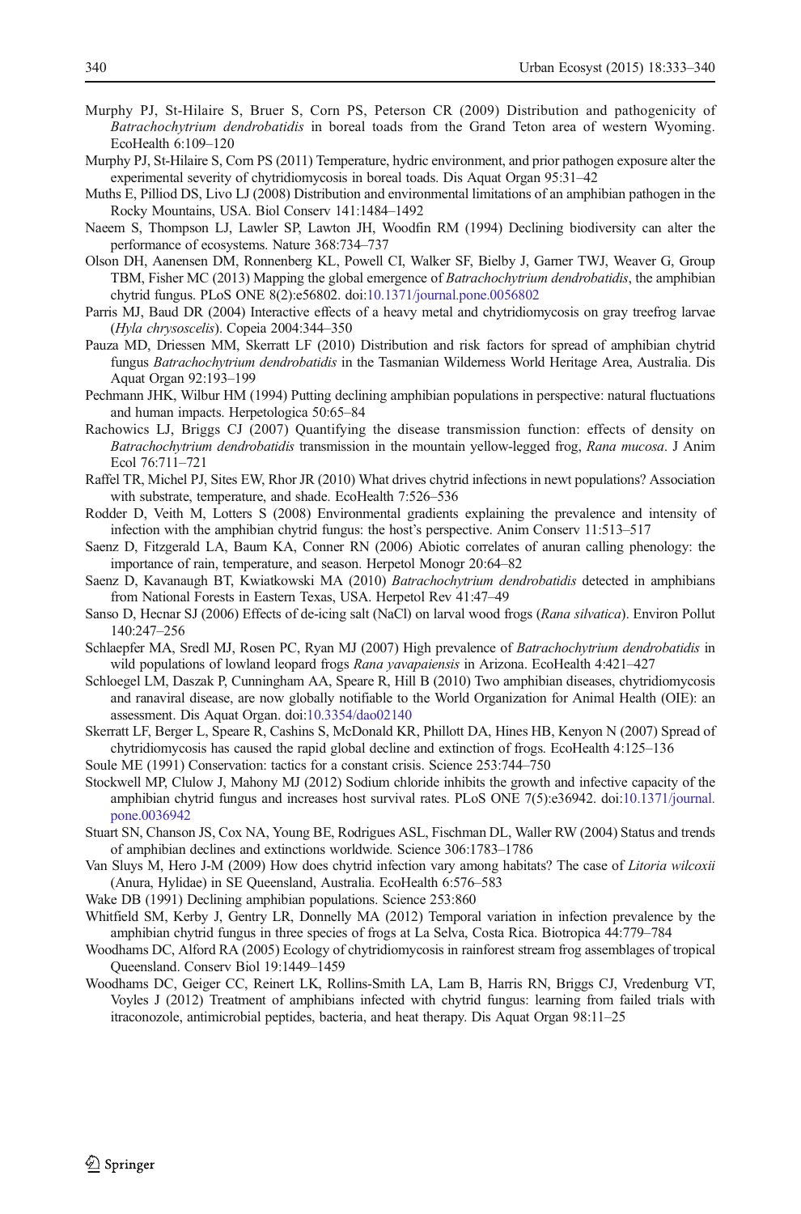Murphy PJ, St-Hilaire S, Bruer S, Corn PS, Peterson CR (2009) Distribution and pathogenicity of *Batrachochytrium dendrobatidis* in boreal toads from the Grand Teton area of western Wyoming. EcoHealth 6:109–120

Murphy PJ, St-Hilaire S, Corn PS (2011) Temperature, hydric environment, and prior pathogen exposure alter the experimental severity of chytridiomycosis in boreal toads. Dis Aquat Organ 95:31–42

Muths E, Pilliod DS, Livo LJ (2008) Distribution and environmental limitations of an amphibian pathogen in the Rocky Mountains, USA. Biol Conserv 141:1484–1492

Naeem S, Thompson LJ, Lawler SP, Lawton JH, Woodfin RM (1994) Declining biodiversity can alter the performance of ecosystems. Nature 368:734–737

Olson DH, Aanensen DM, Ronnenberg KL, Powell CI, Walker SF, Bielby J, Garner TWJ, Weaver G, Group TBM, Fisher MC (2013) Mapping the global emergence of *Batrachochytrium dendrobatidis*, the amphibian chytrid fungus. PLoS ONE 8(2):e56802. doi:10.1371/journal.pone.0056802

Parris MJ, Baud DR (2004) Interactive effects of a heavy metal and chytridiomycosis on gray treefrog larvae (*Hyla chrysoscelis*). Copeia 2004:344–350

Pauza MD, Driessen MM, Skerratt LF (2010) Distribution and risk factors for spread of amphibian chytrid fungus *Batrachochytrium dendrobatidis* in the Tasmanian Wilderness World Heritage Area, Australia. Dis Aquat Organ 92:193–199

Pechmann JHK, Wilbur HM (1994) Putting declining amphibian populations in perspective: natural fluctuations and human impacts. Herpetologica 50:65–84

Rachowics LJ, Briggs CJ (2007) Quantifying the disease transmission function: effects of density on *Batrachochytrium dendrobatidis* transmission in the mountain yellow-legged frog, *Rana mucosa*. J Anim Ecol 76:711–721

Raffel TR, Michel PJ, Sites EW, Rhor JR (2010) What drives chytrid infections in newt populations? Association with substrate, temperature, and shade. EcoHealth 7:526–536

Rodder D, Veith M, Lotters S (2008) Environmental gradients explaining the prevalence and intensity of infection with the amphibian chytrid fungus: the host's perspective. Anim Conserv 11:513–517

Saenz D, Fitzgerald LA, Baum KA, Conner RN (2006) Abiotic correlates of anuran calling phenology: the importance of rain, temperature, and season. Herpetol Monogr 20:64–82

Saenz D, Kavanaugh BT, Kwiatkowski MA (2010) *Batrachochytrium dendrobatidis* detected in amphibians from National Forests in Eastern Texas, USA. Herpetol Rev 41:47–49

Sanso D, Hecnar SJ (2006) Effects of de-icing salt (NaCl) on larval wood frogs (*Rana silvatica*). Environ Pollut 140:247–256

Schlaepfer MA, Sredl MJ, Rosen PC, Ryan MJ (2007) High prevalence of *Batrachochytrium dendrobatidis* in wild populations of lowland leopard frogs *Rana yavapaiensis* in Arizona. EcoHealth 4:421–427

Schloegel LM, Daszak P, Cunningham AA, Speare R, Hill B (2010) Two amphibian diseases, chytridiomycosis and ranaviral disease, are now globally notifiable to the World Organization for Animal Health (OIE): an assessment. Dis Aquat Organ. doi:10.3354/dao02140

Skerratt LF, Berger L, Speare R, Cashins S, McDonald KR, Phillott DA, Hines HB, Kenyon N (2007) Spread of chytridiomycosis has caused the rapid global decline and extinction of frogs. EcoHealth 4:125–136

Soule ME (1991) Conservation: tactics for a constant crisis. Science 253:744–750

Stockwell MP, Clulow J, Mahony MJ (2012) Sodium chloride inhibits the growth and infective capacity of the amphibian chytrid fungus and increases host survival rates. PLoS ONE 7(5):e36942. doi:10.1371/journal.pone.0036942

Stuart SN, Chanson JS, Cox NA, Young BE, Rodrigues ASL, Fischman DL, Waller RW (2004) Status and trends of amphibian declines and extinctions worldwide. Science 306:1783–1786

Van Sluys M, Hero J-M (2009) How does chytrid infection vary among habitats? The case of *Litoria wilcoxii* (Anura, Hylidae) in SE Queensland, Australia. EcoHealth 6:576–583

Wake DB (1991) Declining amphibian populations. Science 253:860

Whitfield SM, Kerby J, Gentry LR, Donnelly MA (2012) Temporal variation in infection prevalence by the amphibian chytrid fungus in three species of frogs at La Selva, Costa Rica. Biotropica 44:779–784

Woodhams DC, Alford RA (2005) Ecology of chytridiomycosis in rainforest stream frog assemblages of tropical Queensland. Conserv Biol 19:1449–1459

Woodhams DC, Geiger CC, Reinert LK, Rollins-Smith LA, Lam B, Harris RN, Briggs CJ, Vredenburg VT, Voyles J (2012) Treatment of amphibians infected with chytrid fungus: learning from failed trials with itraconozole, antimicrobial peptides, bacteria, and heat therapy. Dis Aquat Organ 98:11–25